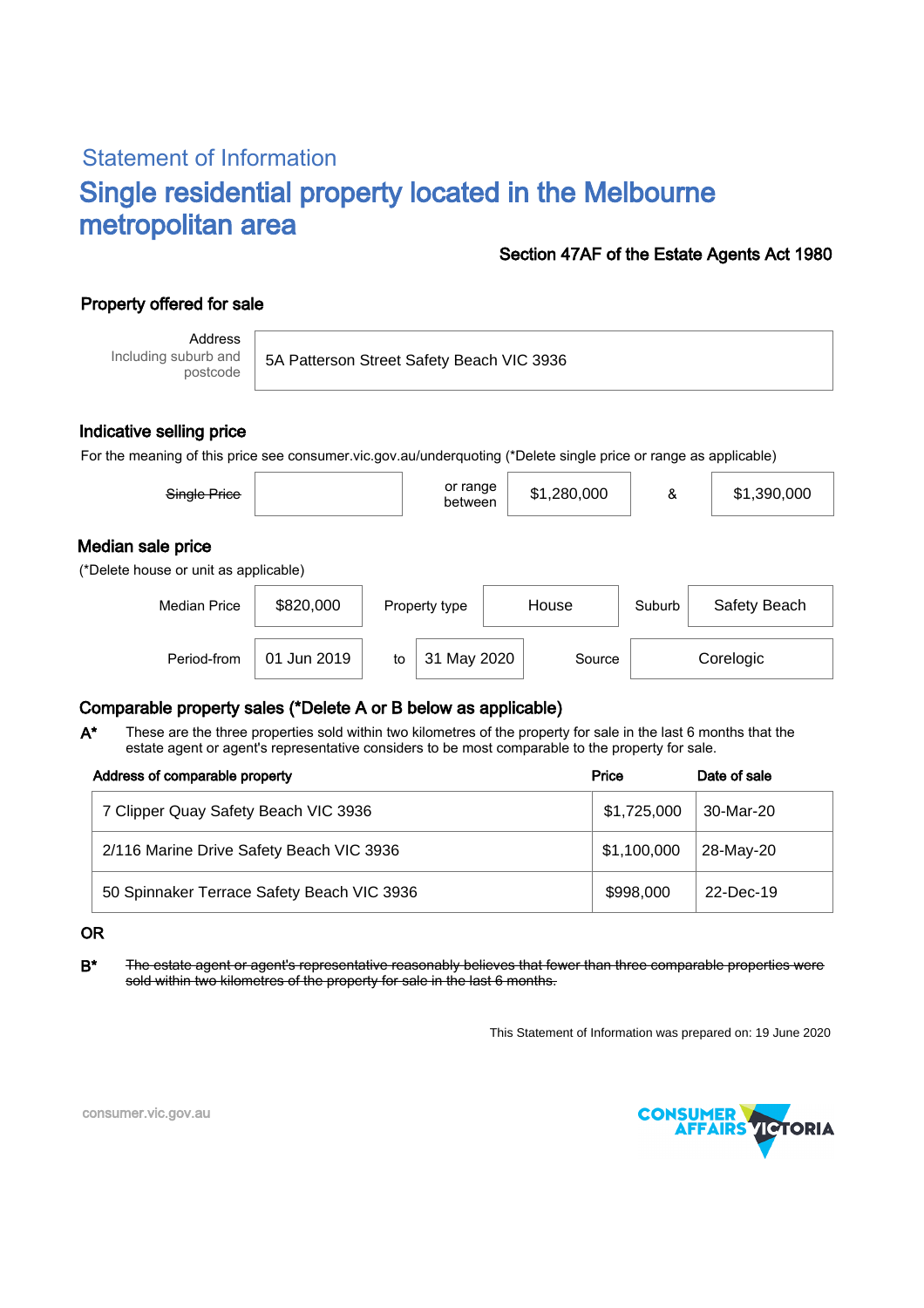## Statement of Information

# Single residential property located in the Melbourne metropolitan area

**Section 47AF of the Estate Agents Act 1980**

### Property offered for sale

| Address Including suburb and postcode | 5A Patterson Street Safety Beach VIC 3936 |
|---|---|

### Indicative selling price

For the meaning of this price see consumer.vic.gov.au/underquoting (*Delete single price or range as applicable)

| ~~Single Price~~ | | or range between | $1,280,000 | & | $1,390,000 |
|---|---|---|---|---|---|

### Median sale price

(*Delete house or unit as applicable)

| Median Price | $820,000 | Property type | House | Suburb | Safety Beach |
|---|---|---|---|---|---|
| Period-from | 01 Jun 2019 | to | 31 May 2020 | Source | Corelogic |

### Comparable property sales (*Delete A or B below as applicable)

**A*** These are the three properties sold within two kilometres of the property for sale in the last 6 months that the estate agent or agent's representative considers to be most comparable to the property for sale.

| Address of comparable property | Price | Date of sale |
|---|---|---|
| 7 Clipper Quay Safety Beach VIC 3936 | $1,725,000 | 30-Mar-20 |
| 2/116 Marine Drive Safety Beach VIC 3936 | $1,100,000 | 28-May-20 |
| 50 Spinnaker Terrace Safety Beach VIC 3936 | $998,000 | 22-Dec-19 |

**OR**

**B*** ~~The estate agent or agent's representative reasonably believes that fewer than three comparable properties were sold within two kilometres of the property for sale in the last 6 months.~~

This Statement of Information was prepared on: 19 June 2020

consumer.vic.gov.au

CONSUMER AFFAIRS VICTORIA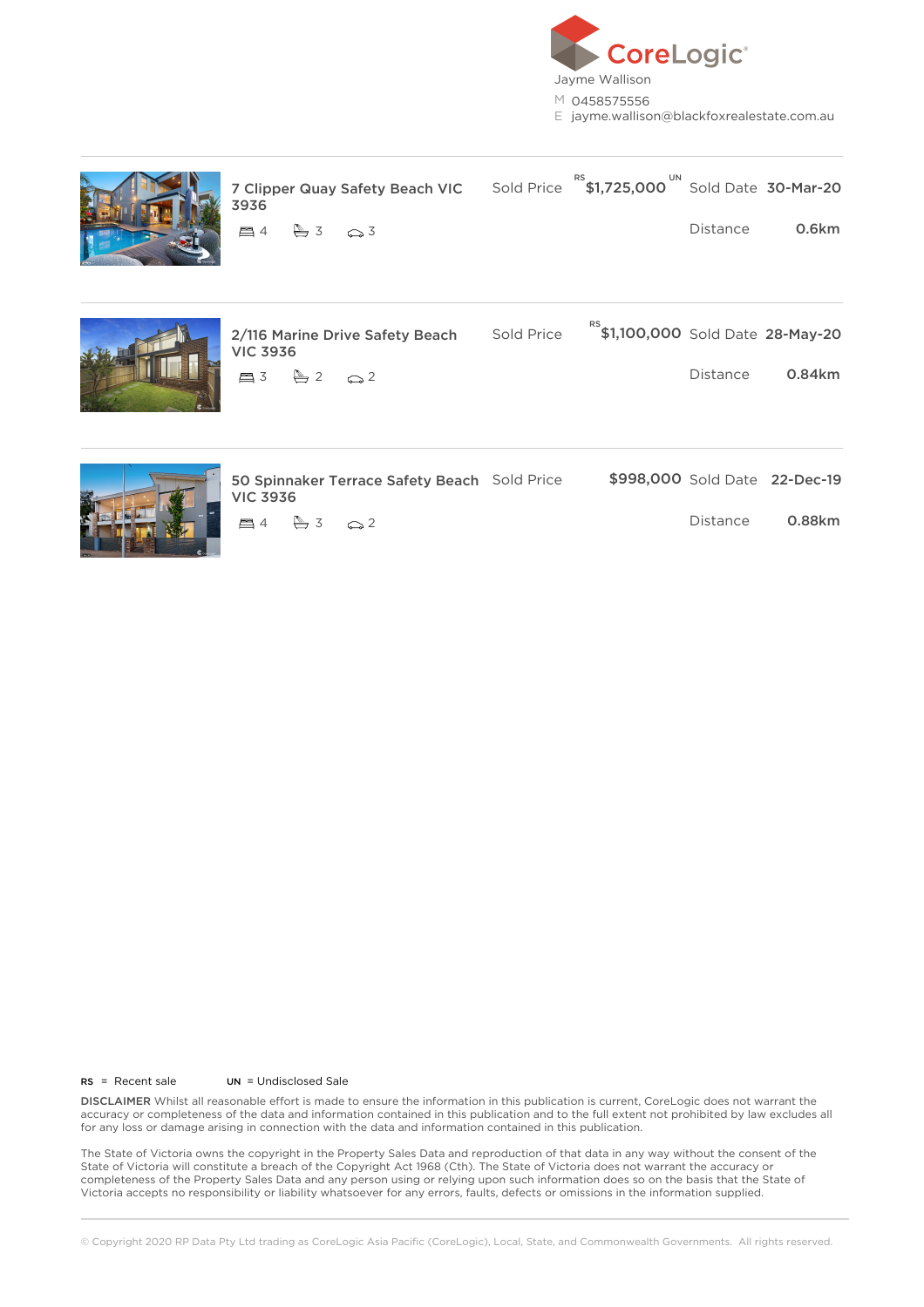CoreLogic

Jayme Wallison

M 0458575556

E jayme.wallison@blackfoxrealestate.com.au

| | | | | |
|---|---|---|---|---|
| **7 Clipper Quay Safety Beach VIC 3936** | Sold Price | RS **$1,725,000** UN | Sold Date | **30-Mar-20** |
| 4 bed, 3 bath, 3 car | | | Distance | **0.6km** |
| **2/116 Marine Drive Safety Beach VIC 3936** | Sold Price | RS **$1,100,000** | Sold Date | **28-May-20** |
| 3 bed, 2 bath, 2 car | | | Distance | **0.84km** |
| **50 Spinnaker Terrace Safety Beach VIC 3936** | Sold Price | **$998,000** | Sold Date | **22-Dec-19** |
| 4 bed, 3 bath, 2 car | | | Distance | **0.88km** |

**RS** = Recent sale **UN** = Undisclosed Sale

**DISCLAIMER** Whilst all reasonable effort is made to ensure the information in this publication is current, CoreLogic does not warrant the accuracy or completeness of the data and information contained in this publication and to the full extent not prohibited by law excludes all for any loss or damage arising in connection with the data and information contained in this publication.

The State of Victoria owns the copyright in the Property Sales Data and reproduction of that data in any way without the consent of the State of Victoria will constitute a breach of the Copyright Act 1968 (Cth). The State of Victoria does not warrant the accuracy or completeness of the Property Sales Data and any person using or relying upon such information does so on the basis that the State of Victoria accepts no responsibility or liability whatsoever for any errors, faults, defects or omissions in the information supplied.

© Copyright 2020 RP Data Pty Ltd trading as CoreLogic Asia Pacific (CoreLogic), Local, State, and Commonwealth Governments. All rights reserved.